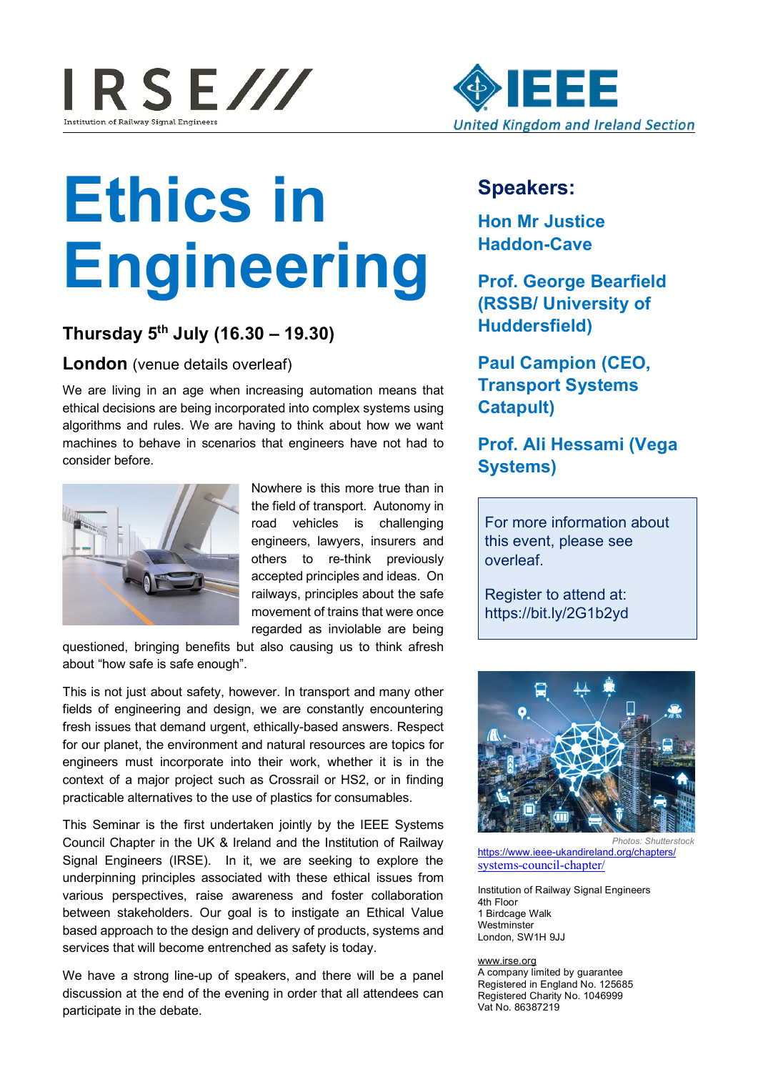IRSE /// Institution of Railway Signal Engineers

IEEE United Kingdom and Ireland Section

# Ethics in Engineering

### Thursday 5th July (16.30 – 19.30)

**London** (venue details overleaf)

We are living in an age when increasing automation means that ethical decisions are being incorporated into complex systems using algorithms and rules. We are having to think about how we want machines to behave in scenarios that engineers have not had to consider before.

Nowhere is this more true than in the field of transport. Autonomy in road vehicles is challenging engineers, lawyers, insurers and others to re-think previously accepted principles and ideas. On railways, principles about the safe movement of trains that were once regarded as inviolable are being questioned, bringing benefits but also causing us to think afresh about "how safe is safe enough".

This is not just about safety, however. In transport and many other fields of engineering and design, we are constantly encountering fresh issues that demand urgent, ethically-based answers. Respect for our planet, the environment and natural resources are topics for engineers must incorporate into their work, whether it is in the context of a major project such as Crossrail or HS2, or in finding practicable alternatives to the use of plastics for consumables.

This Seminar is the first undertaken jointly by the IEEE Systems Council Chapter in the UK & Ireland and the Institution of Railway Signal Engineers (IRSE). In it, we are seeking to explore the underpinning principles associated with these ethical issues from various perspectives, raise awareness and foster collaboration between stakeholders. Our goal is to instigate an Ethical Value based approach to the design and delivery of products, systems and services that will become entrenched as safety is today.

We have a strong line-up of speakers, and there will be a panel discussion at the end of the evening in order that all attendees can participate in the debate.

## Speakers:

**Hon Mr Justice Haddon-Cave**

**Prof. George Bearfield (RSSB/ University of Huddersfield)**

**Paul Campion (CEO, Transport Systems Catapult)**

**Prof. Ali Hessami (Vega Systems)**

For more information about this event, please see overleaf.

Register to attend at: https://bit.ly/2G1b2yd

*Photos: Shutterstock*

https://www.ieee-ukandireland.org/chapters/systems-council-chapter/

Institution of Railway Signal Engineers
4th Floor
1 Birdcage Walk
Westminster
London, SW1H 9JJ

www.irse.org
A company limited by guarantee
Registered in England No. 125685
Registered Charity No. 1046999
Vat No. 86387219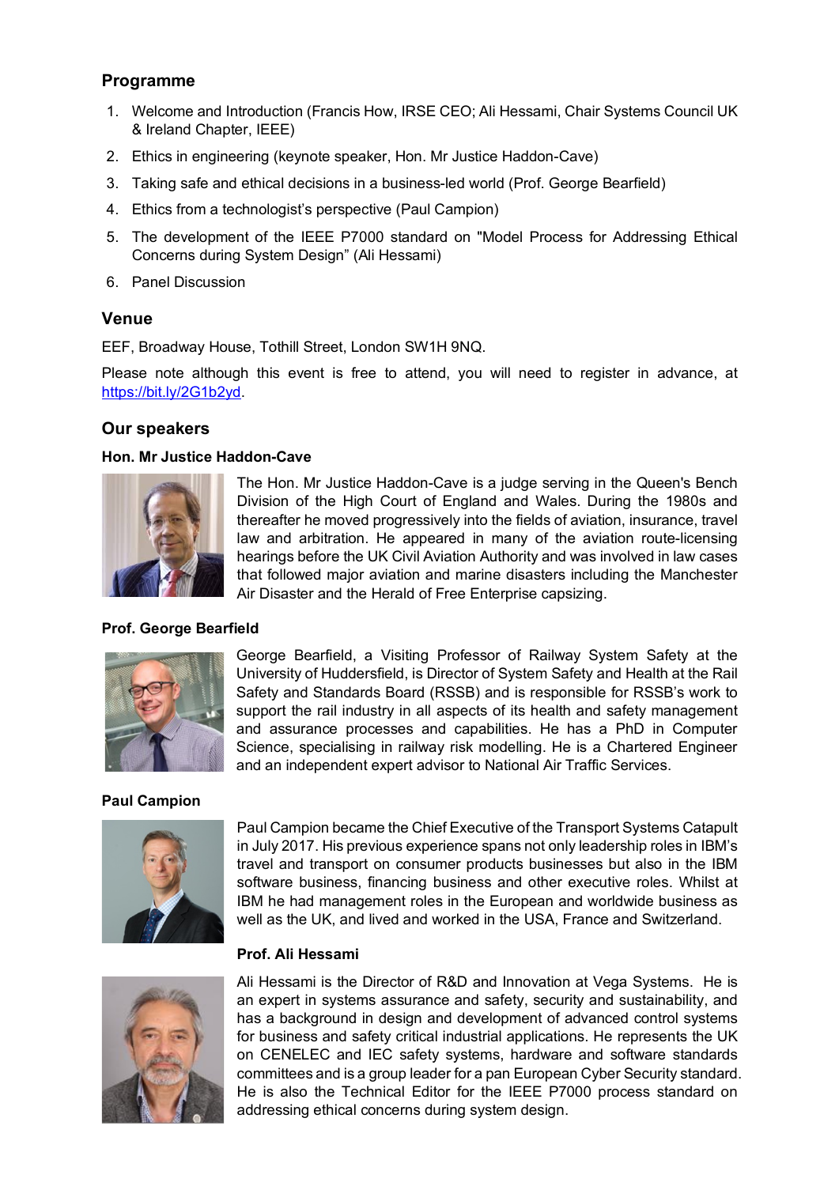## Programme

1. Welcome and Introduction (Francis How, IRSE CEO; Ali Hessami, Chair Systems Council UK & Ireland Chapter, IEEE)
2. Ethics in engineering (keynote speaker, Hon. Mr Justice Haddon-Cave)
3. Taking safe and ethical decisions in a business-led world (Prof. George Bearfield)
4. Ethics from a technologist's perspective (Paul Campion)
5. The development of the IEEE P7000 standard on "Model Process for Addressing Ethical Concerns during System Design" (Ali Hessami)
6. Panel Discussion

## Venue

EEF, Broadway House, Tothill Street, London SW1H 9NQ.

Please note although this event is free to attend, you will need to register in advance, at https://bit.ly/2G1b2yd.

## Our speakers

**Hon. Mr Justice Haddon-Cave**

The Hon. Mr Justice Haddon-Cave is a judge serving in the Queen's Bench Division of the High Court of England and Wales. During the 1980s and thereafter he moved progressively into the fields of aviation, insurance, travel law and arbitration. He appeared in many of the aviation route-licensing hearings before the UK Civil Aviation Authority and was involved in law cases that followed major aviation and marine disasters including the Manchester Air Disaster and the Herald of Free Enterprise capsizing.

**Prof. George Bearfield**

George Bearfield, a Visiting Professor of Railway System Safety at the University of Huddersfield, is Director of System Safety and Health at the Rail Safety and Standards Board (RSSB) and is responsible for RSSB's work to support the rail industry in all aspects of its health and safety management and assurance processes and capabilities. He has a PhD in Computer Science, specialising in railway risk modelling. He is a Chartered Engineer and an independent expert advisor to National Air Traffic Services.

**Paul Campion**

Paul Campion became the Chief Executive of the Transport Systems Catapult in July 2017. His previous experience spans not only leadership roles in IBM's travel and transport on consumer products businesses but also in the IBM software business, financing business and other executive roles. Whilst at IBM he had management roles in the European and worldwide business as well as the UK, and lived and worked in the USA, France and Switzerland.

**Prof. Ali Hessami**

Ali Hessami is the Director of R&D and Innovation at Vega Systems. He is an expert in systems assurance and safety, security and sustainability, and has a background in design and development of advanced control systems for business and safety critical industrial applications. He represents the UK on CENELEC and IEC safety systems, hardware and software standards committees and is a group leader for a pan European Cyber Security standard. He is also the Technical Editor for the IEEE P7000 process standard on addressing ethical concerns during system design.